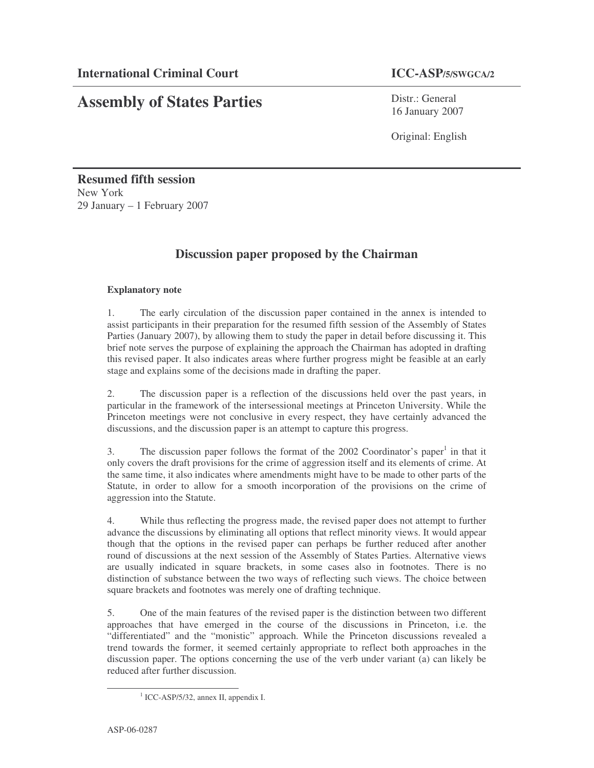**International Criminal Court** **ICC-ASP/5/SWGCA/2**

# Assembly of States Parties

Distr.: General
16 January 2007

Original: English

**Resumed fifth session**
New York
29 January – 1 February 2007

## Discussion paper proposed by the Chairman

**Explanatory note**

1. The early circulation of the discussion paper contained in the annex is intended to assist participants in their preparation for the resumed fifth session of the Assembly of States Parties (January 2007), by allowing them to study the paper in detail before discussing it. This brief note serves the purpose of explaining the approach the Chairman has adopted in drafting this revised paper. It also indicates areas where further progress might be feasible at an early stage and explains some of the decisions made in drafting the paper.

2. The discussion paper is a reflection of the discussions held over the past years, in particular in the framework of the intersessional meetings at Princeton University. While the Princeton meetings were not conclusive in every respect, they have certainly advanced the discussions, and the discussion paper is an attempt to capture this progress.

3. The discussion paper follows the format of the 2002 Coordinator's paper[1] in that it only covers the draft provisions for the crime of aggression itself and its elements of crime. At the same time, it also indicates where amendments might have to be made to other parts of the Statute, in order to allow for a smooth incorporation of the provisions on the crime of aggression into the Statute.

4. While thus reflecting the progress made, the revised paper does not attempt to further advance the discussions by eliminating all options that reflect minority views. It would appear though that the options in the revised paper can perhaps be further reduced after another round of discussions at the next session of the Assembly of States Parties. Alternative views are usually indicated in square brackets, in some cases also in footnotes. There is no distinction of substance between the two ways of reflecting such views. The choice between square brackets and footnotes was merely one of drafting technique.

5. One of the main features of the revised paper is the distinction between two different approaches that have emerged in the course of the discussions in Princeton, i.e. the "differentiated" and the "monistic" approach. While the Princeton discussions revealed a trend towards the former, it seemed certainly appropriate to reflect both approaches in the discussion paper. The options concerning the use of the verb under variant (a) can likely be reduced after further discussion.

[1] ICC-ASP/5/32, annex II, appendix I.

ASP-06-0287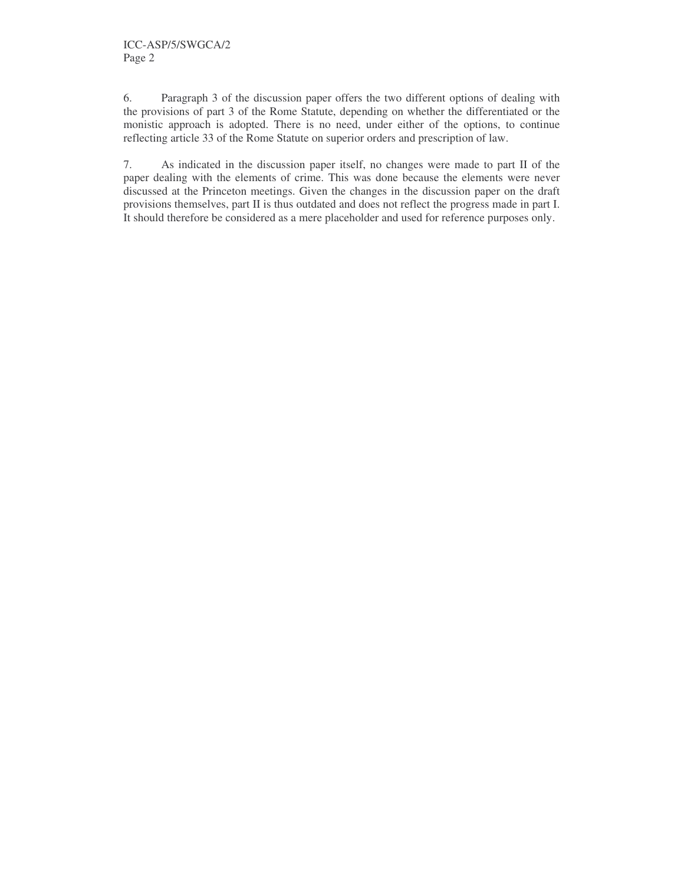6. Paragraph 3 of the discussion paper offers the two different options of dealing with the provisions of part 3 of the Rome Statute, depending on whether the differentiated or the monistic approach is adopted. There is no need, under either of the options, to continue reflecting article 33 of the Rome Statute on superior orders and prescription of law.

7. As indicated in the discussion paper itself, no changes were made to part II of the paper dealing with the elements of crime. This was done because the elements were never discussed at the Princeton meetings. Given the changes in the discussion paper on the draft provisions themselves, part II is thus outdated and does not reflect the progress made in part I. It should therefore be considered as a mere placeholder and used for reference purposes only.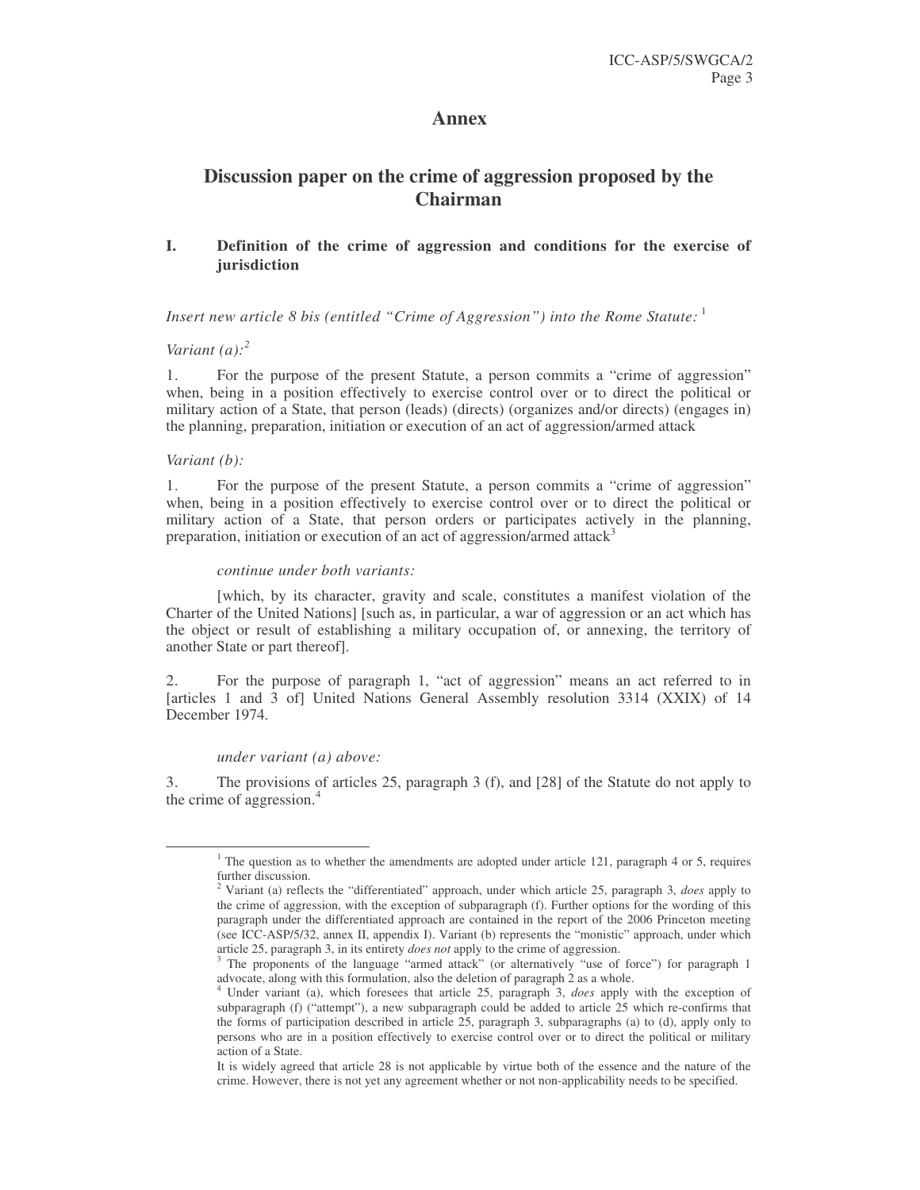# Annex

## Discussion paper on the crime of aggression proposed by the Chairman

### I. Definition of the crime of aggression and conditions for the exercise of jurisdiction

*Insert new article 8 bis (entitled "Crime of Aggression") into the Rome Statute:* [1]

*Variant (a):*[2]

1. For the purpose of the present Statute, a person commits a "crime of aggression" when, being in a position effectively to exercise control over or to direct the political or military action of a State, that person (leads) (directs) (organizes and/or directs) (engages in) the planning, preparation, initiation or execution of an act of aggression/armed attack

*Variant (b):*

1. For the purpose of the present Statute, a person commits a "crime of aggression" when, being in a position effectively to exercise control over or to direct the political or military action of a State, that person orders or participates actively in the planning, preparation, initiation or execution of an act of aggression/armed attack[3]

*continue under both variants:*

[which, by its character, gravity and scale, constitutes a manifest violation of the Charter of the United Nations] [such as, in particular, a war of aggression or an act which has the object or result of establishing a military occupation of, or annexing, the territory of another State or part thereof].

2. For the purpose of paragraph 1, "act of aggression" means an act referred to in [articles 1 and 3 of] United Nations General Assembly resolution 3314 (XXIX) of 14 December 1974.

*under variant (a) above:*

3. The provisions of articles 25, paragraph 3 (f), and [28] of the Statute do not apply to the crime of aggression.[4]

---

[1] The question as to whether the amendments are adopted under article 121, paragraph 4 or 5, requires further discussion.

[2] Variant (a) reflects the "differentiated" approach, under which article 25, paragraph 3, *does* apply to the crime of aggression, with the exception of subparagraph (f). Further options for the wording of this paragraph under the differentiated approach are contained in the report of the 2006 Princeton meeting (see ICC-ASP/5/32, annex II, appendix I). Variant (b) represents the "monistic" approach, under which article 25, paragraph 3, in its entirety *does not* apply to the crime of aggression.

[3] The proponents of the language "armed attack" (or alternatively "use of force") for paragraph 1 advocate, along with this formulation, also the deletion of paragraph 2 as a whole.

[4] Under variant (a), which foresees that article 25, paragraph 3, *does* apply with the exception of subparagraph (f) ("attempt"), a new subparagraph could be added to article 25 which re-confirms that the forms of participation described in article 25, paragraph 3, subparagraphs (a) to (d), apply only to persons who are in a position effectively to exercise control over or to direct the political or military action of a State.

It is widely agreed that article 28 is not applicable by virtue both of the essence and the nature of the crime. However, there is not yet any agreement whether or not non-applicability needs to be specified.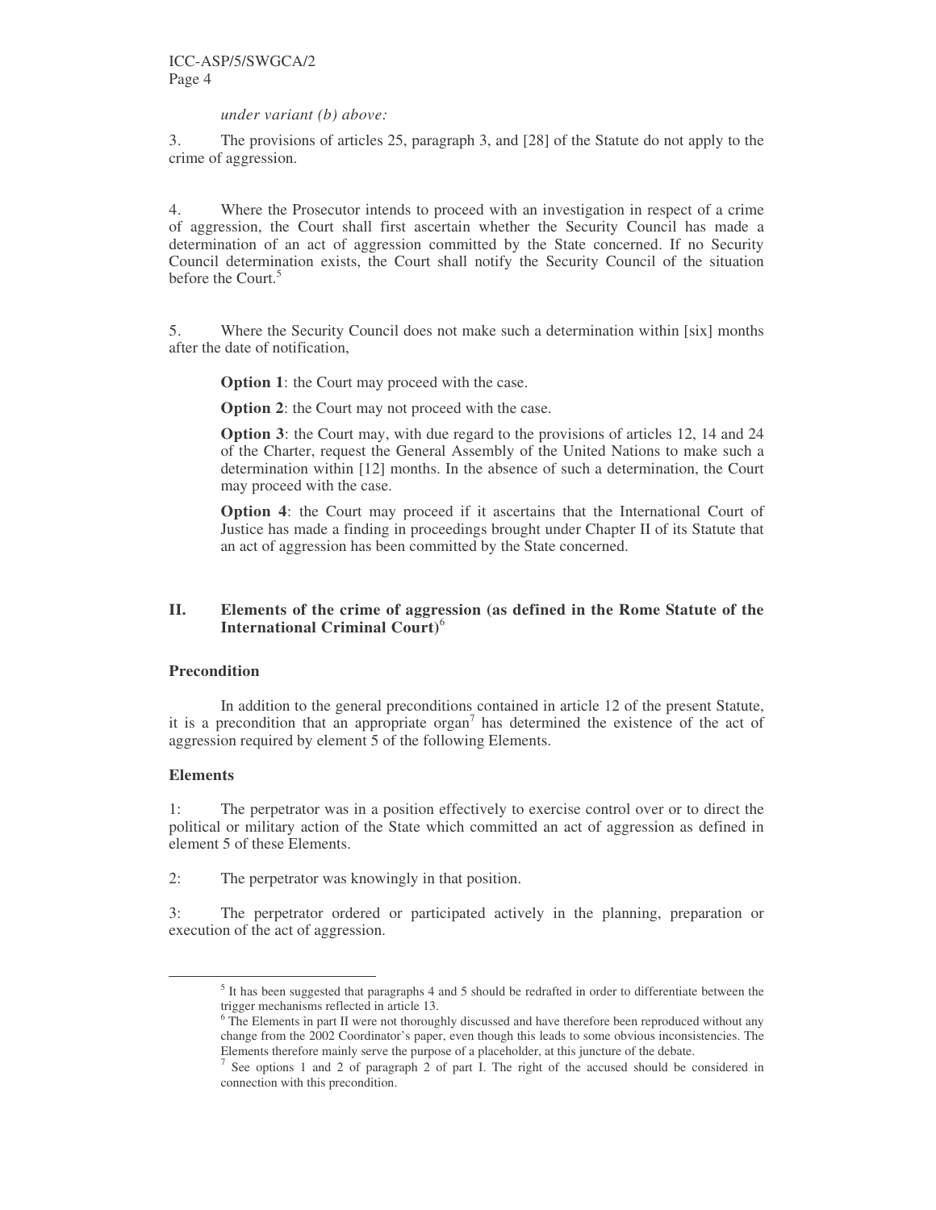*under variant (b) above:*

3. The provisions of articles 25, paragraph 3, and [28] of the Statute do not apply to the crime of aggression.

4. Where the Prosecutor intends to proceed with an investigation in respect of a crime of aggression, the Court shall first ascertain whether the Security Council has made a determination of an act of aggression committed by the State concerned. If no Security Council determination exists, the Court shall notify the Security Council of the situation before the Court.[5]

5. Where the Security Council does not make such a determination within [six] months after the date of notification,

**Option 1**: the Court may proceed with the case.

**Option 2**: the Court may not proceed with the case.

**Option 3**: the Court may, with due regard to the provisions of articles 12, 14 and 24 of the Charter, request the General Assembly of the United Nations to make such a determination within [12] months. In the absence of such a determination, the Court may proceed with the case.

**Option 4**: the Court may proceed if it ascertains that the International Court of Justice has made a finding in proceedings brought under Chapter II of its Statute that an act of aggression has been committed by the State concerned.

## II. Elements of the crime of aggression (as defined in the Rome Statute of the International Criminal Court)[6]

**Precondition**

In addition to the general preconditions contained in article 12 of the present Statute, it is a precondition that an appropriate organ[7] has determined the existence of the act of aggression required by element 5 of the following Elements.

**Elements**

1: The perpetrator was in a position effectively to exercise control over or to direct the political or military action of the State which committed an act of aggression as defined in element 5 of these Elements.

2: The perpetrator was knowingly in that position.

3: The perpetrator ordered or participated actively in the planning, preparation or execution of the act of aggression.

---

[5] It has been suggested that paragraphs 4 and 5 should be redrafted in order to differentiate between the trigger mechanisms reflected in article 13.

[6] The Elements in part II were not thoroughly discussed and have therefore been reproduced without any change from the 2002 Coordinator's paper, even though this leads to some obvious inconsistencies. The Elements therefore mainly serve the purpose of a placeholder, at this juncture of the debate.

[7] See options 1 and 2 of paragraph 2 of part I. The right of the accused should be considered in connection with this precondition.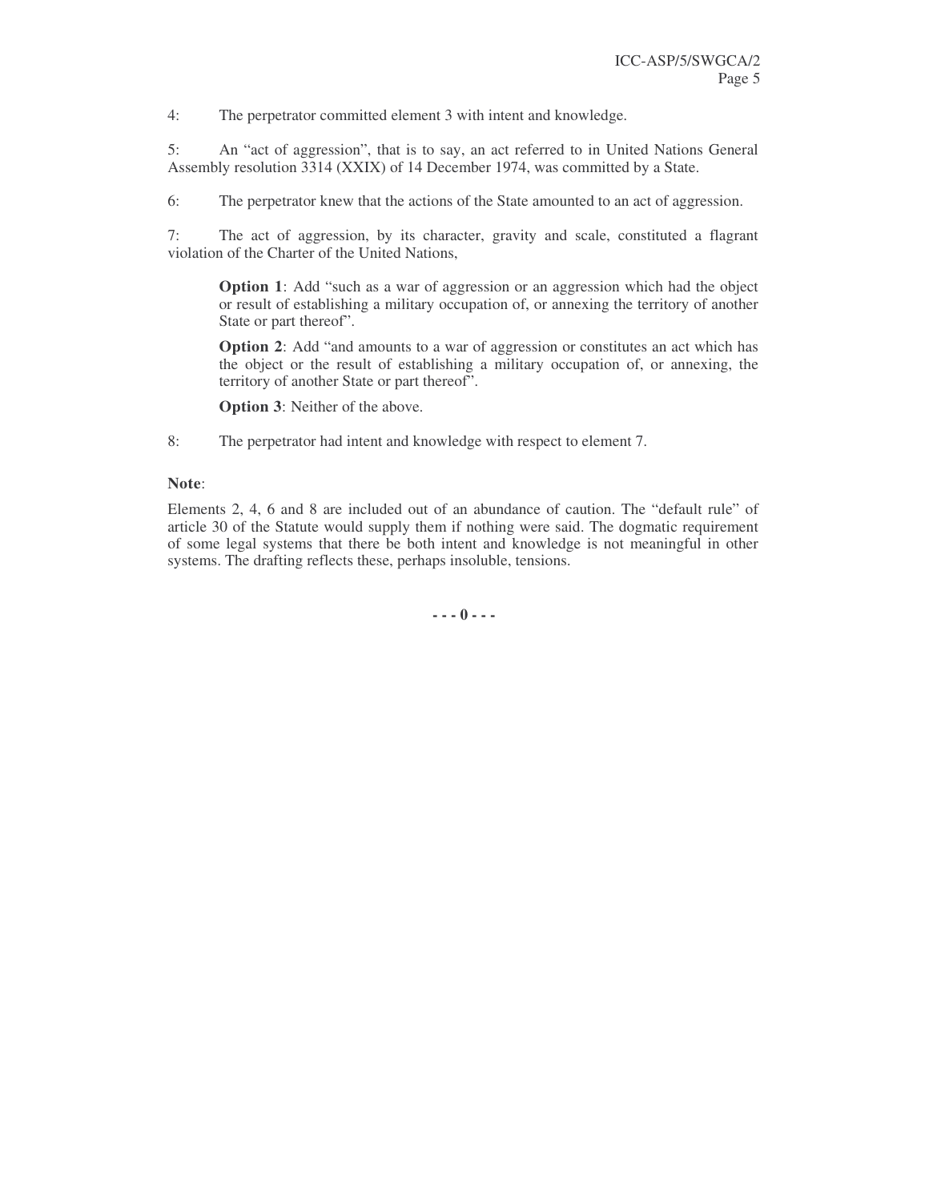4: The perpetrator committed element 3 with intent and knowledge.

5: An "act of aggression", that is to say, an act referred to in United Nations General Assembly resolution 3314 (XXIX) of 14 December 1974, was committed by a State.

6: The perpetrator knew that the actions of the State amounted to an act of aggression.

7: The act of aggression, by its character, gravity and scale, constituted a flagrant violation of the Charter of the United Nations,

> **Option 1**: Add "such as a war of aggression or an aggression which had the object or result of establishing a military occupation of, or annexing the territory of another State or part thereof".
>
> **Option 2**: Add "and amounts to a war of aggression or constitutes an act which has the object or the result of establishing a military occupation of, or annexing, the territory of another State or part thereof".
>
> **Option 3**: Neither of the above.

8: The perpetrator had intent and knowledge with respect to element 7.

**Note**:

Elements 2, 4, 6 and 8 are included out of an abundance of caution. The "default rule" of article 30 of the Statute would supply them if nothing were said. The dogmatic requirement of some legal systems that there be both intent and knowledge is not meaningful in other systems. The drafting reflects these, perhaps insoluble, tensions.

- - - 0 - - -